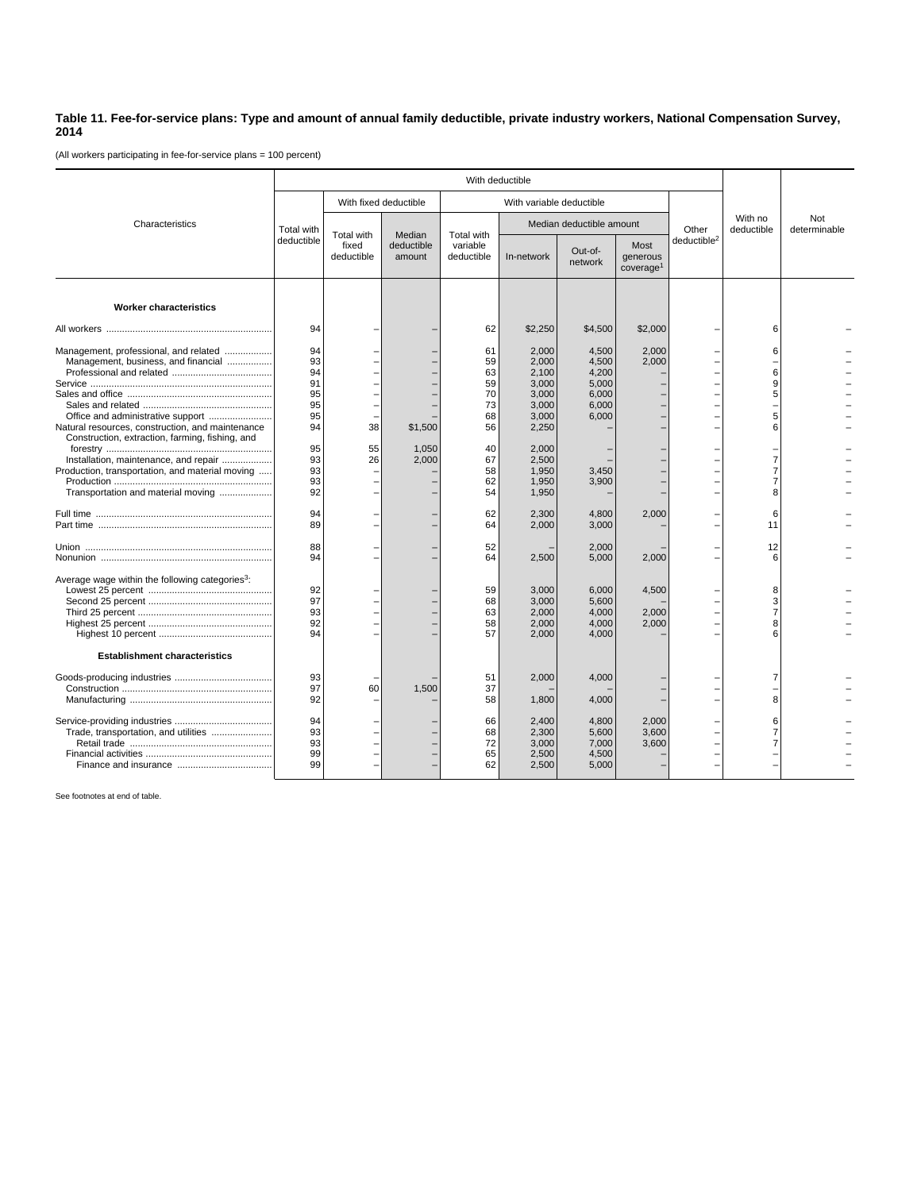**Table 11. Fee-for-service plans: Type and amount of annual family deductible, private industry workers, National Compensation Survey, 2014**

(All workers participating in fee-for-service plans = 100 percent)

| Characteristics | With deductible | | | | | | | | With no deductible | Not determinable |
|---|---|---|---|---|---|---|---|---|---|---|
| | Total with deductible | With fixed deductible | | With variable deductible | | | | Other deductible[2] | | |
| | | Total with fixed deductible | Median deductible amount | Total with variable deductible | Median deductible amount | | | | | |
| | | | | | In-network | Out-of-network | Most generous coverage[1] | | | |
| **Worker characteristics** | | | | | | | | | | |
| All workers | 94 | – | – | 62 | $2,250 | $4,500 | $2,000 | – | 6 | – |
| Management, professional, and related | 94 | – | – | 61 | 2,000 | 4,500 | 2,000 | – | 6 | – |
| Management, business, and financial | 93 | – | – | 59 | 2,000 | 4,500 | 2,000 | – | – | – |
| Professional and related | 94 | – | – | 63 | 2,100 | 4,200 | – | – | 6 | – |
| Service | 91 | – | – | 59 | 3,000 | 5,000 | – | – | 9 | – |
| Sales and office | 95 | – | – | 70 | 3,000 | 6,000 | – | – | 5 | – |
| Sales and related | 95 | – | – | 73 | 3,000 | 6,000 | – | – | – | – |
| Office and administrative support | 95 | – | – | 68 | 3,000 | 6,000 | – | – | 5 | – |
| Natural resources, construction, and maintenance | 94 | 38 | $1,500 | 56 | 2,250 | – | – | – | 6 | – |
| Construction, extraction, farming, fishing, and forestry | 95 | 55 | 1,050 | 40 | 2,000 | – | – | – | – | – |
| Installation, maintenance, and repair | 93 | 26 | 2,000 | 67 | 2,500 | – | – | – | 7 | – |
| Production, transportation, and material moving | 93 | – | – | 58 | 1,950 | 3,450 | – | – | 7 | – |
| Production | 93 | – | – | 62 | 1,950 | 3,900 | – | – | 7 | – |
| Transportation and material moving | 92 | – | – | 54 | 1,950 | – | – | – | 8 | – |
| Full time | 94 | – | – | 62 | 2,300 | 4,800 | 2,000 | – | 6 | – |
| Part time | 89 | – | – | 64 | 2,000 | 3,000 | – | – | 11 | – |
| Union | 88 | – | – | 52 | – | 2,000 | – | – | 12 | – |
| Nonunion | 94 | – | – | 64 | 2,500 | 5,000 | 2,000 | – | 6 | – |
| Average wage within the following categories[3]: | | | | | | | | | | |
| Lowest 25 percent | 92 | – | – | 59 | 3,000 | 6,000 | 4,500 | – | 8 | – |
| Second 25 percent | 97 | – | – | 68 | 3,000 | 5,600 | – | – | 3 | – |
| Third 25 percent | 93 | – | – | 63 | 2,000 | 4,000 | 2,000 | – | 7 | – |
| Highest 25 percent | 92 | – | – | 58 | 2,000 | 4,000 | 2,000 | – | 8 | – |
| Highest 10 percent | 94 | – | – | 57 | 2,000 | 4,000 | – | – | 6 | – |
| **Establishment characteristics** | | | | | | | | | | |
| Goods-producing industries | 93 | – | – | 51 | 2,000 | 4,000 | – | – | 7 | – |
| Construction | 97 | 60 | 1,500 | 37 | – | – | – | – | – | – |
| Manufacturing | 92 | – | – | 58 | 1,800 | 4,000 | – | – | 8 | – |
| Service-providing industries | 94 | – | – | 66 | 2,400 | 4,800 | 2,000 | – | 6 | – |
| Trade, transportation, and utilities | 93 | – | – | 68 | 2,300 | 5,600 | 3,600 | – | 7 | – |
| Retail trade | 93 | – | – | 72 | 3,000 | 7,000 | 3,600 | – | 7 | – |
| Financial activities | 99 | – | – | 65 | 2,500 | 4,500 | – | – | – | – |
| Finance and insurance | 99 | – | – | 62 | 2,500 | 5,000 | – | – | – | – |

See footnotes at end of table.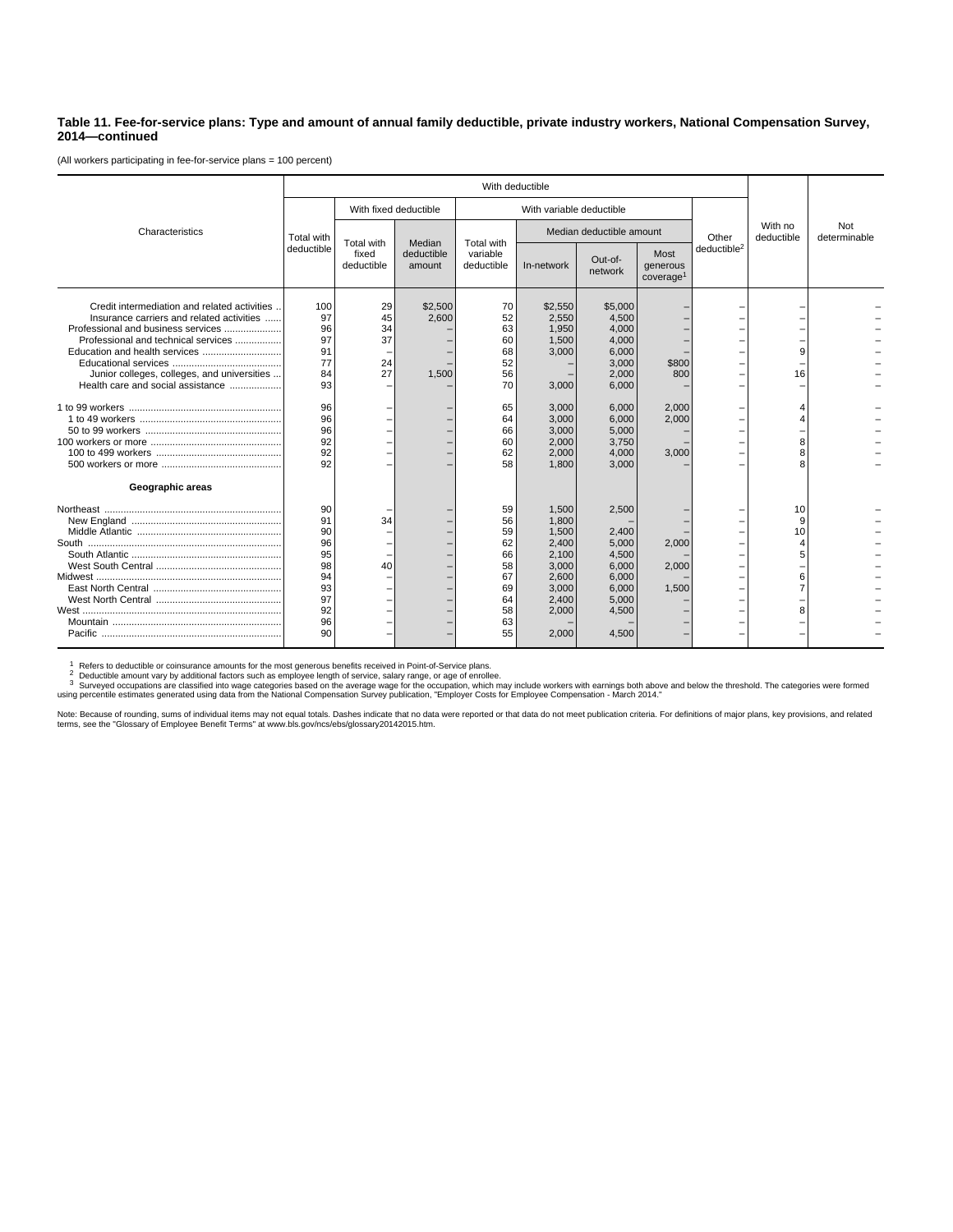**Table 11. Fee-for-service plans: Type and amount of annual family deductible, private industry workers, National Compensation Survey, 2014—continued**

(All workers participating in fee-for-service plans = 100 percent)

| Characteristics | With deductible | | | | | | | | | With no deductible | Not determinable |
|---|---|---|---|---|---|---|---|---|---|---|---|
| | Total with deductible | With fixed deductible | | With variable deductible | | | | Other deductible[2] | | | |
| | | Total with fixed deductible | Median deductible amount | Total with variable deductible | Median deductible amount | | | | | | |
| | | | | | In-network | Out-of-network | Most generous coverage[1] | | | | |
| Credit intermediation and related activities | 100 | 29 | $2,500 | 70 | $2,550 | $5,000 | – | – | | – | – |
| Insurance carriers and related activities | 97 | 45 | 2,600 | 52 | 2,550 | 4,500 | – | – | | – | – |
| Professional and business services | 96 | 34 | – | 63 | 1,950 | 4,000 | – | – | | – | – |
| Professional and technical services | 97 | 37 | – | 60 | 1,500 | 4,000 | – | – | | – | – |
| Education and health services | 91 | – | – | 68 | 3,000 | 6,000 | – | – | | 9 | – |
| Educational services | 77 | 24 | – | 52 | – | 3,000 | $800 | – | | – | – |
| Junior colleges, colleges, and universities | 84 | 27 | 1,500 | 56 | – | 2,000 | 800 | – | | 16 | – |
| Health care and social assistance | 93 | – | – | 70 | 3,000 | 6,000 | – | – | | – | – |
| 1 to 99 workers | 96 | – | – | 65 | 3,000 | 6,000 | 2,000 | – | | 4 | – |
| 1 to 49 workers | 96 | – | – | 64 | 3,000 | 6,000 | 2,000 | – | | 4 | – |
| 50 to 99 workers | 96 | – | – | 66 | 3,000 | 5,000 | – | – | | – | – |
| 100 workers or more | 92 | – | – | 60 | 2,000 | 3,750 | – | – | | 8 | – |
| 100 to 499 workers | 92 | – | – | 62 | 2,000 | 4,000 | 3,000 | – | | 8 | – |
| 500 workers or more | 92 | – | – | 58 | 1,800 | 3,000 | – | – | | 8 | – |
| **Geographic areas** | | | | | | | | | | | |
| Northeast | 90 | – | – | 59 | 1,500 | 2,500 | – | – | | 10 | – |
| New England | 91 | 34 | – | 56 | 1,800 | – | – | – | | 9 | – |
| Middle Atlantic | 90 | – | – | 59 | 1,500 | 2,400 | – | – | | 10 | – |
| South | 96 | – | – | 62 | 2,400 | 5,000 | 2,000 | – | | 4 | – |
| South Atlantic | 95 | – | – | 66 | 2,100 | 4,500 | – | – | | 5 | – |
| West South Central | 98 | 40 | – | 58 | 3,000 | 6,000 | 2,000 | – | | – | – |
| Midwest | 94 | – | – | 67 | 2,600 | 6,000 | – | – | | 6 | – |
| East North Central | 93 | – | – | 69 | 3,000 | 6,000 | 1,500 | – | | 7 | – |
| West North Central | 97 | – | – | 64 | 2,400 | 5,000 | – | – | | – | – |
| West | 92 | – | – | 58 | 2,000 | 4,500 | – | – | | 8 | – |
| Mountain | 96 | – | – | 63 | – | – | – | – | | – | – |
| Pacific | 90 | – | – | 55 | 2,000 | 4,500 | – | – | | – | – |

[1] Refers to deductible or coinsurance amounts for the most generous benefits received in Point-of-Service plans.
[2] Deductible amount vary by additional factors such as employee length of service, salary range, or age of enrollee.
[3] Surveyed occupations are classified into wage categories based on the average wage for the occupation, which may include workers with earnings both above and below the threshold. The categories were formed using percentile estimates generated using data from the National Compensation Survey publication, "Employer Costs for Employee Compensation - March 2014."

Note: Because of rounding, sums of individual items may not equal totals. Dashes indicate that no data were reported or that data do not meet publication criteria. For definitions of major plans, key provisions, and related terms, see the "Glossary of Employee Benefit Terms" at www.bls.gov/ncs/ebs/glossary20142015.htm.